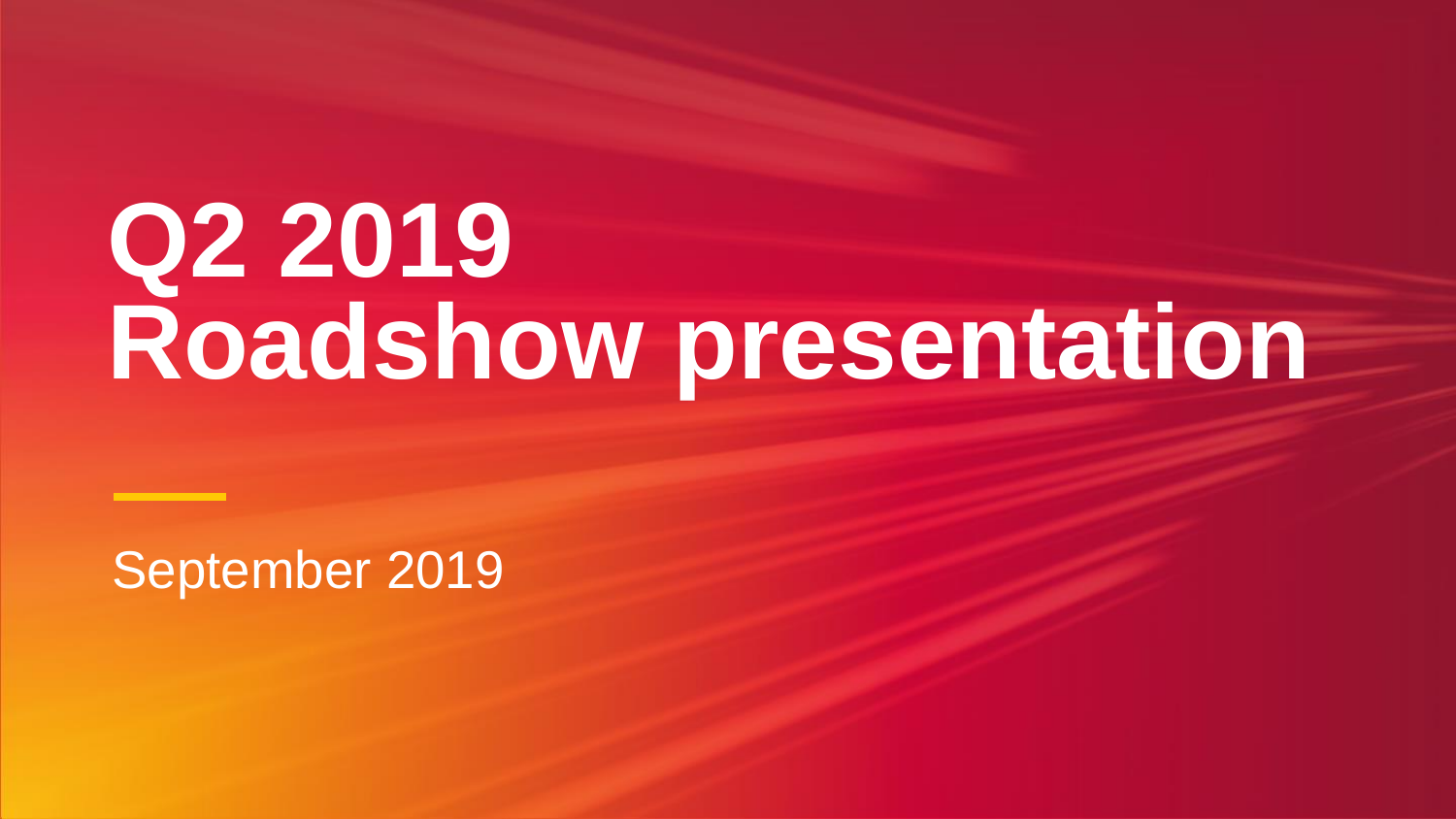# Q2 2019
# Roadshow presentation

September 2019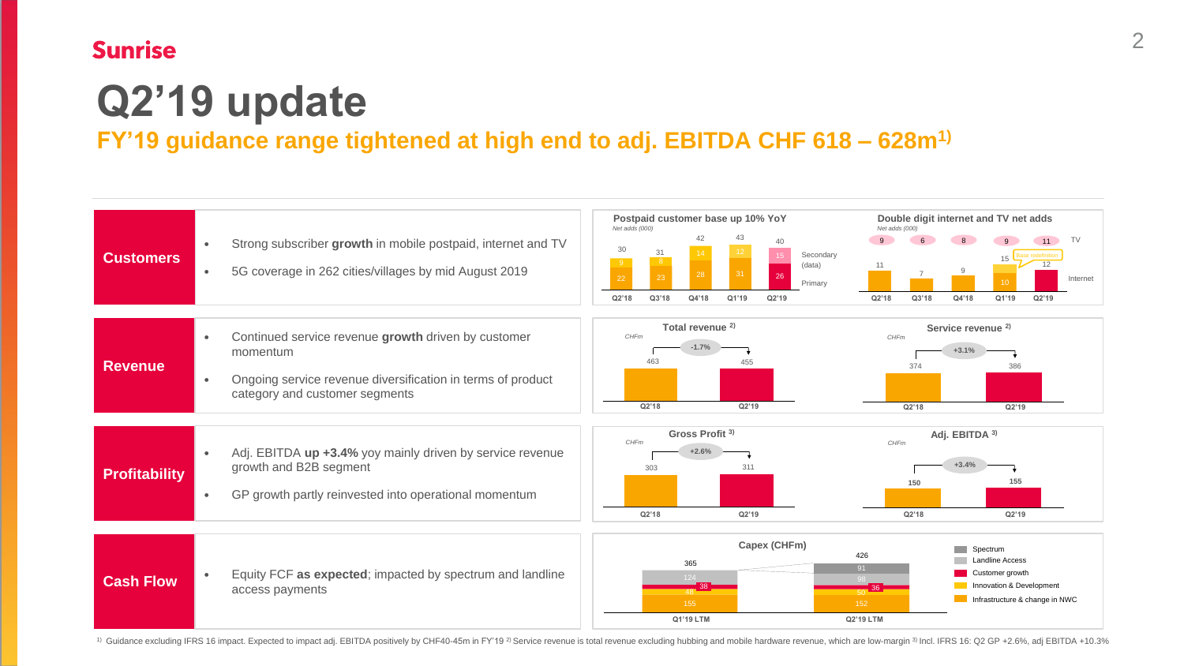# Q2'19 update

## FY'19 guidance range tightened at high end to adj. EBITDA CHF 618 – 628m[1)]

### Customers

- Strong subscriber **growth** in mobile postpaid, internet and TV
- 5G coverage in 262 cities/villages by mid August 2019

**Postpaid customer base up 10% YoY**
*Net adds (000)*

| | Q2'18 | Q3'18 | Q4'18 | Q1'19 | Q2'19 |
|---|---|---|---|---|---|
| Secondary (data) | 9 | 8 | 14 | 12 | 15 |
| Primary | 22 | 23 | 28 | 31 | 26 |
| Total | 30 | 31 | 42 | 43 | 40 |

**Double digit internet and TV net adds**
*Net adds (000)*

| | Q2'18 | Q3'18 | Q4'18 | Q1'19 | Q2'19 |
|---|---|---|---|---|---|
| TV | 9 | 6 | 8 | 9 | 11 |
| Internet | 11 | 7 | 9 | 15 (10; Base redefinition) | 12 |

### Revenue

- Continued service revenue **growth** driven by customer momentum
- Ongoing service revenue diversification in terms of product category and customer segments

**Total revenue [2)]** (CHFm)

| Q2'18 | Q2'19 | Change |
|---|---|---|
| 463 | 455 | -1.7% |

**Service revenue [2)]** (CHFm)

| Q2'18 | Q2'19 | Change |
|---|---|---|
| 374 | 386 | +3.1% |

### Profitability

- Adj. EBITDA **up +3.4%** yoy mainly driven by service revenue growth and B2B segment
- GP growth partly reinvested into operational momentum

**Gross Profit [3)]** (CHFm)

| Q2'18 | Q2'19 | Change |
|---|---|---|
| 303 | 311 | +2.6% |

**Adj. EBITDA [3)]** (CHFm)

| Q2'18 | Q2'19 | Change |
|---|---|---|
| 150 | 155 | +3.4% |

### Cash Flow

- Equity FCF **as expected**; impacted by spectrum and landline access payments

**Capex (CHFm)**

| | Q1'19 LTM | Q2'19 LTM |
|---|---|---|
| Spectrum | | 91 |
| Landline Access | 124 | 98 |
| Customer growth | 38 | 36 |
| Innovation & Development | 48 | 50 |
| Infrastructure & change in NWC | 155 | 152 |
| Total | 365 | 426 |

[1)] Guidance excluding IFRS 16 impact. Expected to impact adj. EBITDA positively by CHF40-45m in FY'19 [2)] Service revenue is total revenue excluding hubbing and mobile hardware revenue, which are low-margin [3)] Incl. IFRS 16: Q2 GP +2.6%, adj EBITDA +10.3%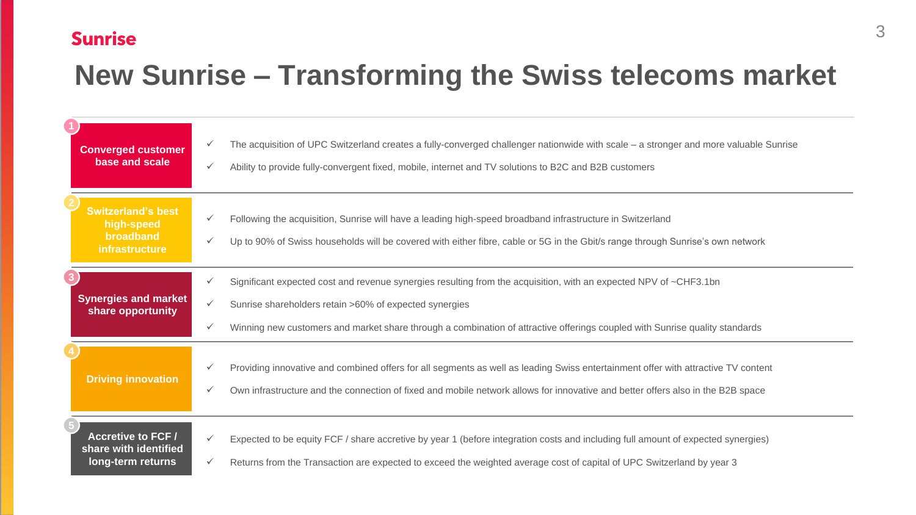# New Sunrise – Transforming the Swiss telecoms market

### 1. Converged customer base and scale

- ✓ The acquisition of UPC Switzerland creates a fully-converged challenger nationwide with scale – a stronger and more valuable Sunrise
- ✓ Ability to provide fully-convergent fixed, mobile, internet and TV solutions to B2C and B2B customers

### 2. Switzerland's best high-speed broadband infrastructure

- ✓ Following the acquisition, Sunrise will have a leading high-speed broadband infrastructure in Switzerland
- ✓ Up to 90% of Swiss households will be covered with either fibre, cable or 5G in the Gbit/s range through Sunrise's own network

### 3. Synergies and market share opportunity

- ✓ Significant expected cost and revenue synergies resulting from the acquisition, with an expected NPV of ~CHF3.1bn
- ✓ Sunrise shareholders retain >60% of expected synergies
- ✓ Winning new customers and market share through a combination of attractive offerings coupled with Sunrise quality standards

### 4. Driving innovation

- ✓ Providing innovative and combined offers for all segments as well as leading Swiss entertainment offer with attractive TV content
- ✓ Own infrastructure and the connection of fixed and mobile network allows for innovative and better offers also in the B2B space

### 5. Accretive to FCF / share with identified long-term returns

- ✓ Expected to be equity FCF / share accretive by year 1 (before integration costs and including full amount of expected synergies)
- ✓ Returns from the Transaction are expected to exceed the weighted average cost of capital of UPC Switzerland by year 3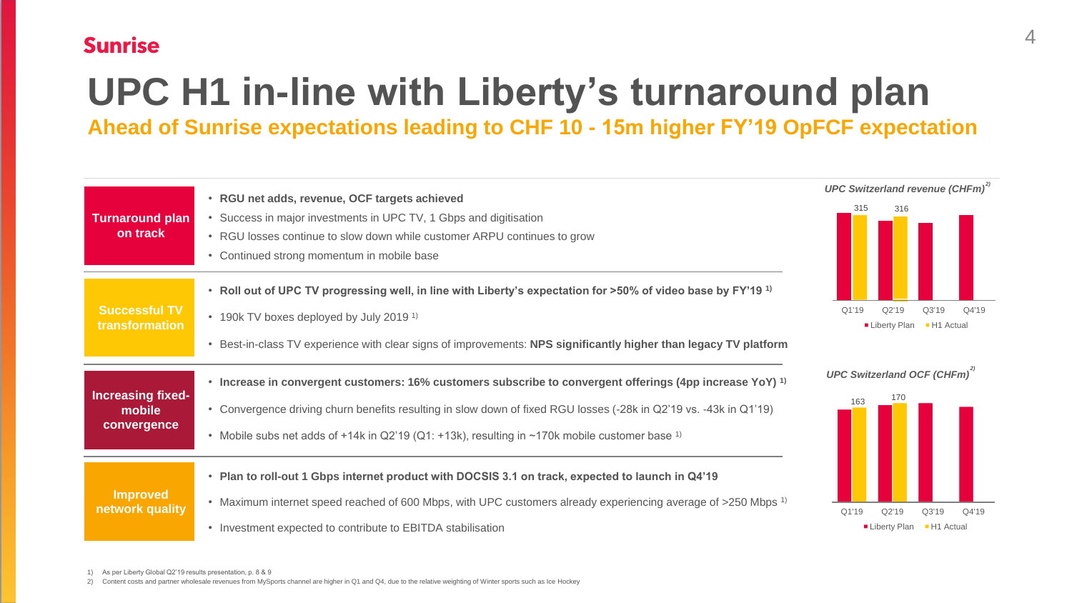# UPC H1 in-line with Liberty's turnaround plan

## Ahead of Sunrise expectations leading to CHF 10 - 15m higher FY'19 OpFCF expectation

**Turnaround plan on track**

- **RGU net adds, revenue, OCF targets achieved**
- Success in major investments in UPC TV, 1 Gbps and digitisation
- RGU losses continue to slow down while customer ARPU continues to grow
- Continued strong momentum in mobile base

**Successful TV transformation**

- **Roll out of UPC TV progressing well, in line with Liberty's expectation for >50% of video base by FY'19** [1]
- 190k TV boxes deployed by July 2019 [1]
- Best-in-class TV experience with clear signs of improvements: **NPS significantly higher than legacy TV platform**

**Increasing fixed-mobile convergence**

- **Increase in convergent customers: 16% customers subscribe to convergent offerings (4pp increase YoY)** [1]
- Convergence driving churn benefits resulting in slow down of fixed RGU losses (-28k in Q2'19 vs. -43k in Q1'19)
- Mobile subs net adds of +14k in Q2'19 (Q1: +13k), resulting in ~170k mobile customer base [1]

**Improved network quality**

- **Plan to roll-out 1 Gbps internet product with DOCSIS 3.1 on track, expected to launch in Q4'19**
- Maximum internet speed reached of 600 Mbps, with UPC customers already experiencing average of >250 Mbps [1]
- Investment expected to contribute to EBITDA stabilisation

*UPC Switzerland revenue (CHFm)*[2]

| | Q1'19 | Q2'19 | Q3'19 | Q4'19 |
|---|---|---|---|---|
| Liberty Plan | | | | |
| H1 Actual | 315 | 316 | | |

*UPC Switzerland OCF (CHFm)*[2]

| | Q1'19 | Q2'19 | Q3'19 | Q4'19 |
|---|---|---|---|---|
| Liberty Plan | | | | |
| H1 Actual | 163 | 170 | | |

1) As per Liberty Global Q2'19 results presentation, p. 8 & 9

2) Content costs and partner wholesale revenues from MySports channel are higher in Q1 and Q4, due to the relative weighting of Winter sports such as Ice Hockey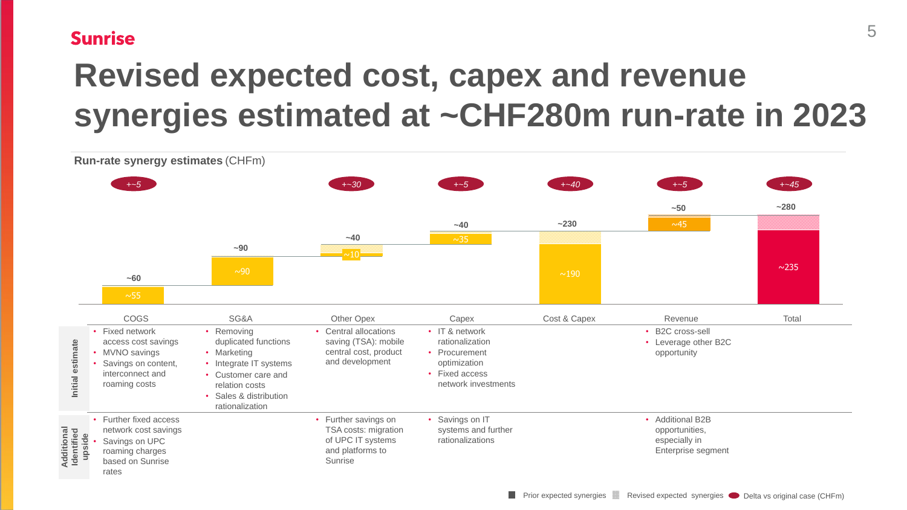# Revised expected cost, capex and revenue synergies estimated at ~CHF280m run-rate in 2023

**Run-rate synergy estimates** (CHFm)

| | COGS | SG&A | Other Opex | Capex | Cost & Capex | Revenue | Total |
|---|---|---|---|---|---|---|---|
| Delta vs original case (CHFm) | +~5 | | +~30 | +~5 | +~40 | +~5 | +~45 |
| Revised expected synergies | ~60 | ~90 | ~40 | ~40 | ~230 | ~50 | ~280 |
| Prior expected synergies | ~55 | ~90 | ~10 | ~35 | ~190 | ~45 | ~235 |
| Initial estimate | • Fixed network access cost savings<br>• MVNO savings<br>• Savings on content, interconnect and roaming costs | • Removing duplicated functions<br>• Marketing<br>• Integrate IT systems<br>• Customer care and relation costs<br>• Sales & distribution rationalization | • Central allocations saving (TSA): mobile central cost, product and development | • IT & network rationalization<br>• Procurement optimization<br>• Fixed access network investments | | • B2C cross-sell<br>• Leverage other B2C opportunity | |
| Additional identified upside | • Further fixed access network cost savings<br>• Savings on UPC roaming charges based on Sunrise rates | | • Further savings on TSA costs: migration of UPC IT systems and platforms to Sunrise | • Savings on IT systems and further rationalizations | | • Additional B2B opportunities, especially in Enterprise segment | |

Prior expected synergies | Revised expected synergies | Delta vs original case (CHFm)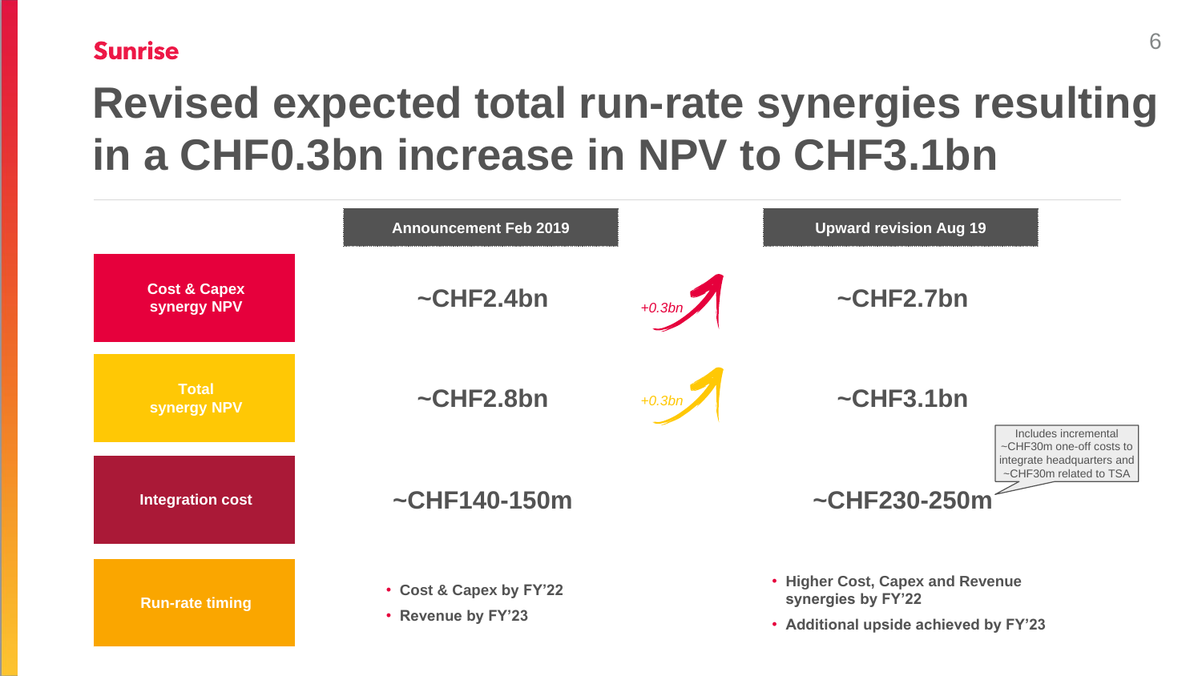Sunrise

# Revised expected total run-rate synergies resulting in a CHF0.3bn increase in NPV to CHF3.1bn

| | Announcement Feb 2019 | | Upward revision Aug 19 |
|---|---|---|---|
| Cost & Capex synergy NPV | ~CHF2.4bn | +0.3bn | ~CHF2.7bn |
| Total synergy NPV | ~CHF2.8bn | +0.3bn | ~CHF3.1bn |
| Integration cost | ~CHF140-150m | | ~CHF230-250m (Includes incremental ~CHF30m one-off costs to integrate headquarters and ~CHF30m related to TSA) |
| Run-rate timing | • Cost & Capex by FY'22<br>• Revenue by FY'23 | | • Higher Cost, Capex and Revenue synergies by FY'22<br>• Additional upside achieved by FY'23 |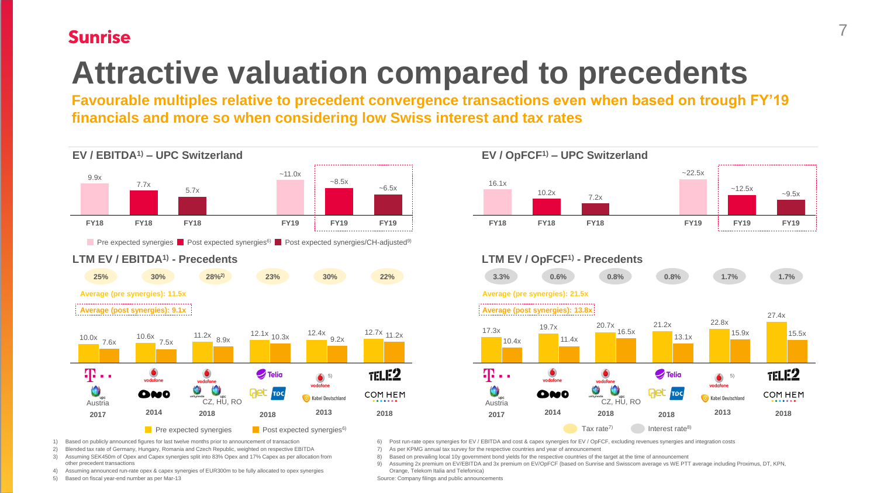Sunrise

# Attractive valuation compared to precedents

**Favourable multiples relative to precedent convergence transactions even when based on trough FY'19 financials and more so when considering low Swiss interest and tax rates**

## EV / EBITDA[1] – UPC Switzerland

| | FY18 | FY19 |
|---|---|---|
| Pre expected synergies | 9.9x | ~11.0x |
| Post expected synergies[6] | 7.7x | ~8.5x |
| Post expected synergies/CH-adjusted[9] | 5.7x | ~6.5x |

## EV / OpFCF[1] – UPC Switzerland

| | FY18 | FY19 |
|---|---|---|
| Pre expected synergies | 16.1x | ~22.5x |
| Post expected synergies[6] | 10.2x | ~12.5x |
| Post expected synergies/CH-adjusted[9] | 7.2x | ~9.5x |

## LTM EV / EBITDA[1] - Precedents

Average (pre synergies): 11.5x

Average (post synergies): 9.1x

| Transaction | Year | Tax rate[7] | Pre expected synergies | Post expected synergies[6] |
|---|---|---|---|---|
| T-Mobile / UPC Austria | 2017 | 25% | 10.0x | 7.6x |
| Vodafone / ONO | 2014 | 30% | 10.6x | 7.5x |
| Vodafone / Unitymedia, UPC (CZ, HU, RO) | 2018 | 28%[2] | 11.2x | 8.9x |
| Telia / Get, TDC | 2018 | 23% | 12.1x | 10.3x |
| Vodafone[5] / Kabel Deutschland | 2013 | 30% | 12.4x | 9.2x |
| Tele2 / Com Hem | 2018 | 22% | 12.7x | 11.2x |

## LTM EV / OpFCF[1] - Precedents

Average (pre synergies): 21.5x

Average (post synergies): 13.8x

| Transaction | Year | Interest rate[8] | Pre expected synergies | Post expected synergies[6] |
|---|---|---|---|---|
| T-Mobile / UPC Austria | 2017 | 3.3% | 17.3x | 10.4x |
| Vodafone / ONO | 2014 | 0.6% | 19.7x | 11.4x |
| Vodafone / Unitymedia, UPC (CZ, HU, RO) | 2018 | 0.8% | 20.7x | 16.5x |
| Telia / Get, TDC | 2018 | 0.8% | 21.2x | 13.1x |
| Vodafone[5] / Kabel Deutschland | 2013 | 1.7% | 22.8x | 15.9x |
| Tele2 / Com Hem | 2018 | 1.7% | 27.4x | 15.5x |

1) Based on publicly announced figures for last twelve months prior to announcement of transaction
2) Blended tax rate of Germany, Hungary, Romania and Czech Republic, weighted on respective EBITDA
3) Assuming SEK450m of Opex and Capex synergies split into 83% Opex and 17% Capex as per allocation from other precedent transactions
4) Assuming announced run-rate opex & capex synergies of EUR300m to be fully allocated to opex synergies
5) Based on fiscal year-end number as per Mar-13
6) Post run-rate opex synergies for EV / EBITDA and cost & capex synergies for EV / OpFCF, excluding revenues synergies and integration costs
7) As per KPMG annual tax survey for the respective countries and year of announcement
8) Based on prevailing local 10y government bond yields for the respective countries of the target at the time of announcement
9) Assuming 2x premium on EV/EBITDA and 3x premium on EV/OpFCF (based on Sunrise and Swisscom average vs WE PTT average including Proximus, DT, KPN, Orange, Telekom Italia and Telefonica)

Source: Company filings and public announcements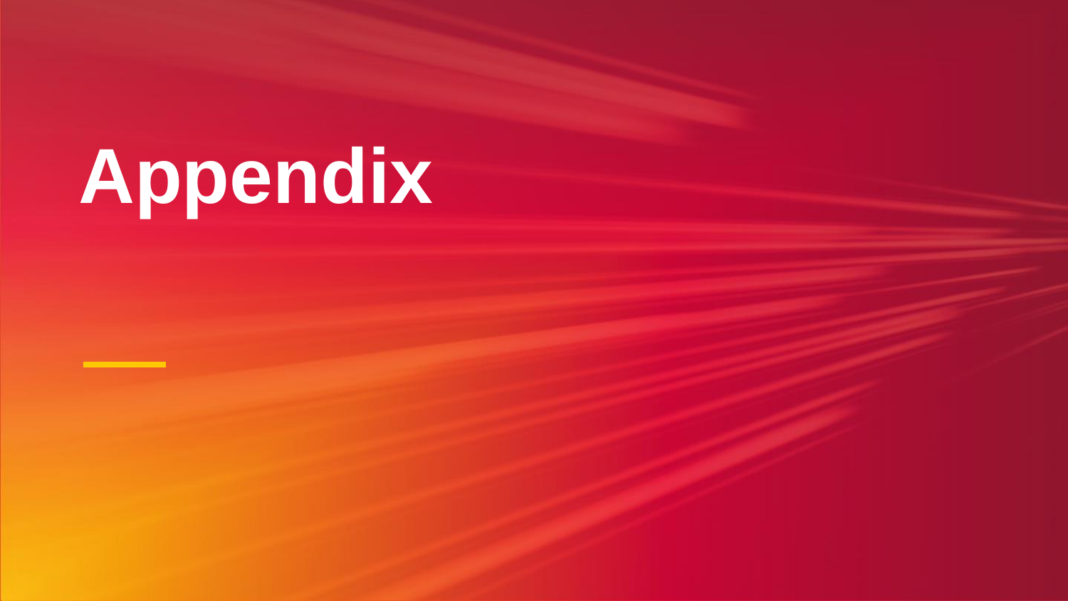# Appendix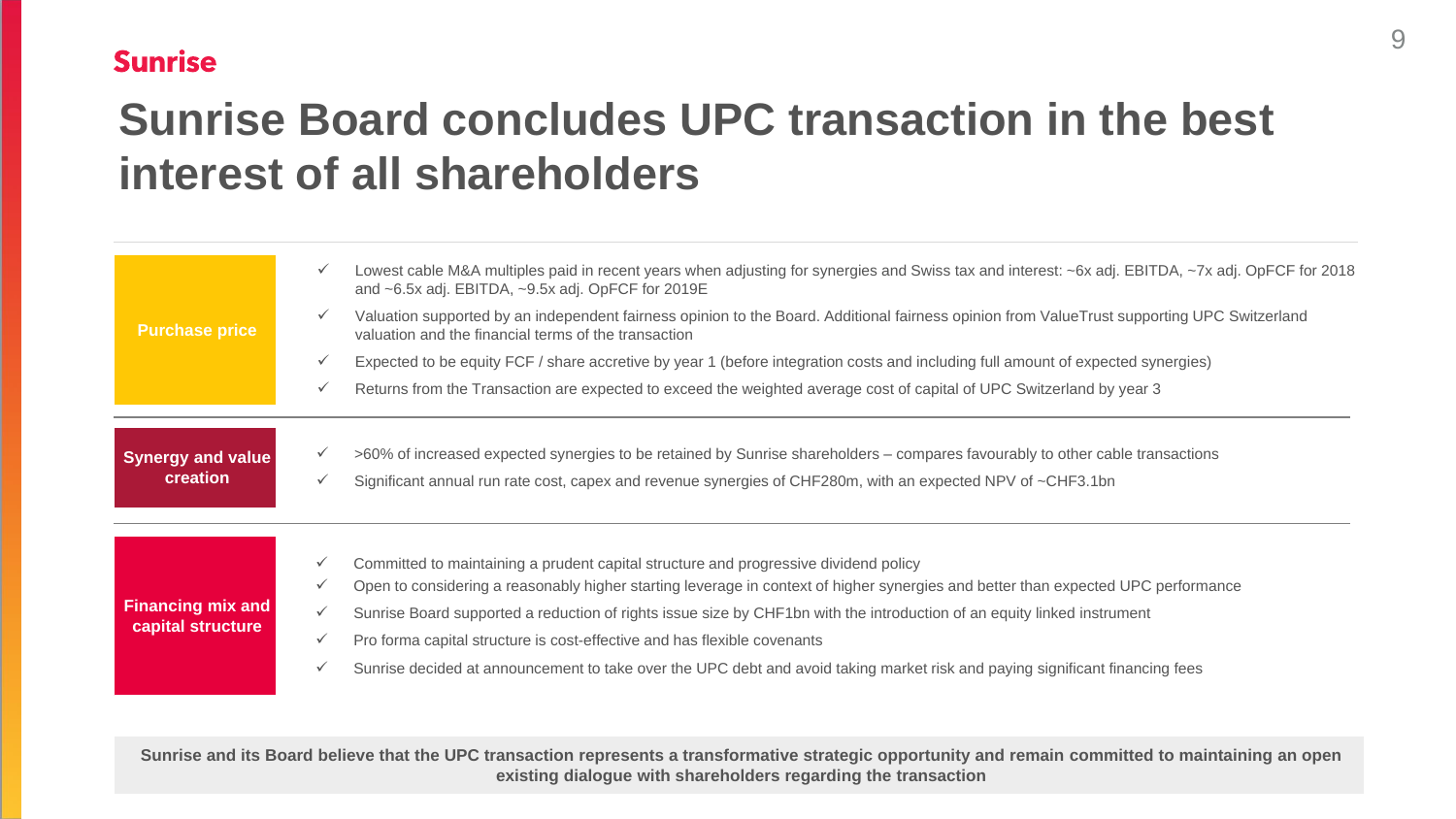Sunrise

# Sunrise Board concludes UPC transaction in the best interest of all shareholders

### Purchase price

- ✓ Lowest cable M&A multiples paid in recent years when adjusting for synergies and Swiss tax and interest: ~6x adj. EBITDA, ~7x adj. OpFCF for 2018 and ~6.5x adj. EBITDA, ~9.5x adj. OpFCF for 2019E
- ✓ Valuation supported by an independent fairness opinion to the Board. Additional fairness opinion from ValueTrust supporting UPC Switzerland valuation and the financial terms of the transaction
- ✓ Expected to be equity FCF / share accretive by year 1 (before integration costs and including full amount of expected synergies)
- ✓ Returns from the Transaction are expected to exceed the weighted average cost of capital of UPC Switzerland by year 3

### Synergy and value creation

- ✓ >60% of increased expected synergies to be retained by Sunrise shareholders – compares favourably to other cable transactions
- ✓ Significant annual run rate cost, capex and revenue synergies of CHF280m, with an expected NPV of ~CHF3.1bn

### Financing mix and capital structure

- ✓ Committed to maintaining a prudent capital structure and progressive dividend policy
- ✓ Open to considering a reasonably higher starting leverage in context of higher synergies and better than expected UPC performance
- ✓ Sunrise Board supported a reduction of rights issue size by CHF1bn with the introduction of an equity linked instrument
- ✓ Pro forma capital structure is cost-effective and has flexible covenants
- ✓ Sunrise decided at announcement to take over the UPC debt and avoid taking market risk and paying significant financing fees

**Sunrise and its Board believe that the UPC transaction represents a transformative strategic opportunity and remain committed to maintaining an open existing dialogue with shareholders regarding the transaction**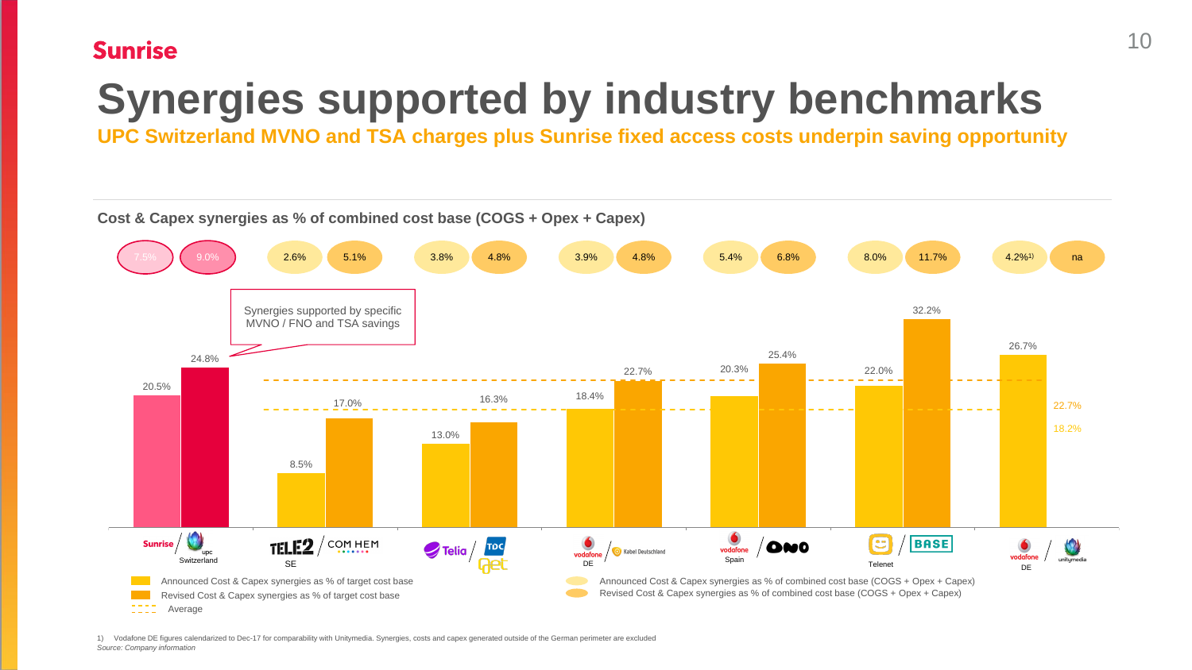# Synergies supported by industry benchmarks

**UPC Switzerland MVNO and TSA charges plus Sunrise fixed access costs underpin saving opportunity**

**Cost & Capex synergies as % of combined cost base (COGS + Opex + Capex)**

| Deal | Announced Cost & Capex synergies as % of target cost base | Revised Cost & Capex synergies as % of target cost base | Announced Cost & Capex synergies as % of combined cost base (COGS + Opex + Capex) | Revised Cost & Capex synergies as % of combined cost base (COGS + Opex + Capex) |
| --- | --- | --- | --- | --- |
| Sunrise / upc Switzerland | 20.5% | 24.8% | 7.5% | 9.0% |
| TELE2 / COM HEM (SE) | 8.5% | 17.0% | 2.6% | 5.1% |
| Telia / TDC Get | 13.0% | 16.3% | 3.8% | 4.8% |
| vodafone / Kabel Deutschland (DE) | 18.4% | 22.7% | 3.9% | 4.8% |
| vodafone / ONO (Spain) | 20.3% | 25.4% | 5.4% | 6.8% |
| Telenet / BASE | 22.0% | 32.2% | 8.0% | 11.7% |
| vodafone / unitymedia (DE) | 26.7% | | 4.2%[1] | na |

Average: 22.7% (revised); 18.2% (announced)

Synergies supported by specific MVNO / FNO and TSA savings

1) Vodafone DE figures calendarized to Dec-17 for comparability with Unitymedia. Synergies, costs and capex generated outside of the German perimeter are excluded

*Source: Company information*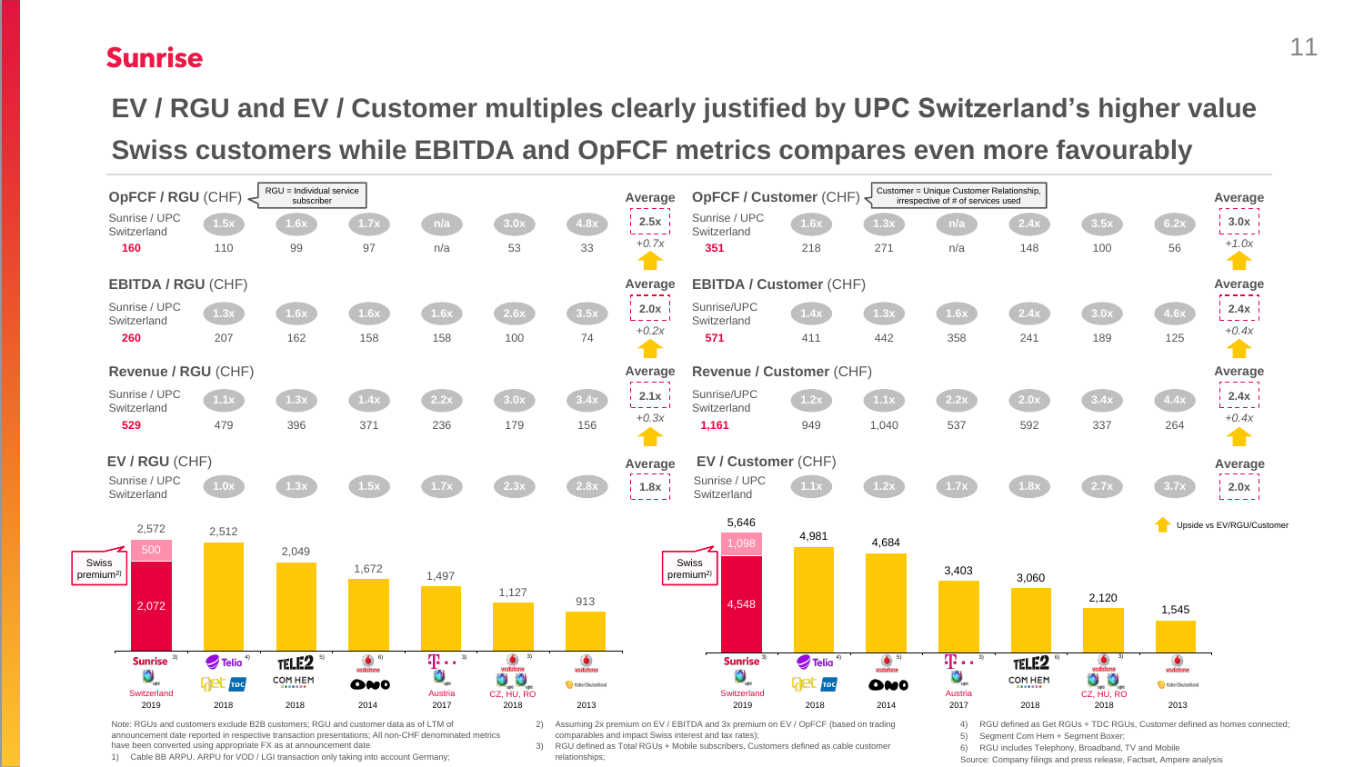# EV / RGU and EV / Customer multiples clearly justified by UPC Switzerland's higher value Swiss customers while EBITDA and OpFCF metrics compares even more favourably

## Per RGU (RGU = Individual service subscriber)

| | Sunrise / UPC Switzerland 2019 | Telia (Get, TDC) 2018 | Tele2 (Com Hem) 2018 | Vodafone (Ono) 2014 | T-Mobile (UPC Austria) 2017 | Vodafone (UPC CZ, HU, RO) 2018 | Vodafone (Kabel Deutschland) 2013 | Average |
|---|---|---|---|---|---|---|---|---|
| **OpFCF / RGU (CHF)** | 160 | 110 (1.5x) | 99 (1.6x) | 97 (1.7x) | n/a (n/a) | 53 (3.0x) | 33 (4.8x) | 2.5x (+0.7x) |
| **EBITDA / RGU (CHF)** | 260 | 207 (1.3x) | 162 (1.6x) | 158 (1.6x) | 158 (1.6x) | 100 (2.6x) | 74 (3.5x) | 2.0x (+0.2x) |
| **Revenue / RGU (CHF)** | 529 | 479 (1.1x) | 396 (1.3x) | 371 (1.4x) | 236 (2.2x) | 179 (3.0x) | 156 (3.4x) | 2.1x (+0.3x) |
| **EV / RGU (CHF)** | 2,572 (2,072 + 500 Swiss premium[2]) | 2,512 (1.0x) | 2,049 (1.3x) | 1,672 (1.5x) | 1,497 (1.7x) | 1,127 (2.3x) | 913 (2.8x) | 1.8x |

Footnote markers: Sunrise[3], Telia[4], Tele2[5], Vodafone/Ono[6], T-Mobile[3], Vodafone CZ, HU, RO[3]

## Per Customer (Customer = Unique Customer Relationship, irrespective of # of services used)

| | Sunrise / UPC Switzerland 2019 | Telia (Get, TDC) 2018 | Vodafone (Ono) 2014 | T-Mobile (UPC Austria) 2017 | Tele2 (Com Hem) 2018 | Vodafone (UPC CZ, HU, RO) 2018 | Vodafone (Kabel Deutschland) 2013 | Average |
|---|---|---|---|---|---|---|---|---|
| **OpFCF / Customer (CHF)** | 351 | 218 (1.6x) | 271 (1.3x) | n/a (n/a) | 148 (2.4x) | 100 (3.5x) | 56 (6.2x) | 3.0x (+1.0x) |
| **EBITDA / Customer (CHF)** | 571 | 411 (1.4x) | 442 (1.3x) | 358 (1.6x) | 241 (2.4x) | 189 (3.0x) | 125 (4.6x) | 2.4x (+0.4x) |
| **Revenue / Customer (CHF)** | 1,161 | 949 (1.2x) | 1,040 (1.1x) | 537 (2.2x) | 592 (2.0x) | 337 (3.4x) | 264 (4.4x) | 2.4x (+0.4x) |
| **EV / Customer (CHF)** | 5,646 (4,548 + 1,098 Swiss premium[2]) | 4,981 (1.1x) | 4,684 (1.2x) | 3,403 (1.7x) | 3,060 (1.8x) | 2,120 (2.7x) | 1,545 (3.7x) | 2.0x |

Footnote markers: Sunrise[3], Telia[4], Vodafone/Ono[5], T-Mobile[3], Tele2[6], Vodafone CZ, HU, RO[3]

Upside vs EV/RGU/Customer

Note: RGUs and customers exclude B2B customers; RGU and customer data as of LTM of announcement date reported in respective transaction presentations; All non-CHF denominated metrics have been converted using appropriate FX as at announcement date

1) Cable BB ARPU. ARPU for VOD / LGI transaction only taking into account Germany;
2) Assuming 2x premium on EV / EBITDA and 3x premium on EV / OpFCF (based on trading comparables and impact Swiss interest and tax rates);
3) RGU defined as Total RGUs + Mobile subscribers, Customers defined as cable customer relationships;
4) RGU defined as Get RGUs + TDC RGUs, Customer defined as homes connected;
5) Segment Com Hem + Segment Boxer;
6) RGU includes Telephony, Broadband, TV and Mobile

Source: Company filings and press release, Factset, Ampere analysis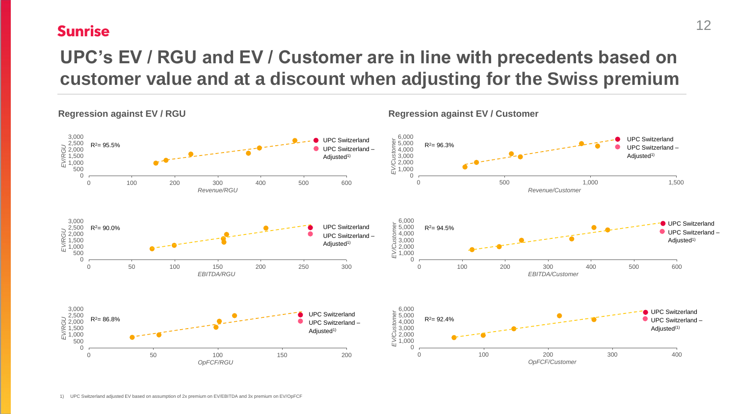# UPC's EV / RGU and EV / Customer are in line with precedents based on customer value and at a discount when adjusting for the Swiss premium

## Regression against EV / RGU

EV/RGU vs. Revenue/RGU — $R^2$= 95.5%

- UPC Switzerland
- UPC Switzerland – Adjusted[1]

EV/RGU vs. EBITDA/RGU — $R^2$= 90.0%

- UPC Switzerland
- UPC Switzerland – Adjusted[1]

EV/RGU vs. OpFCF/RGU — $R^2$= 86.8%

- UPC Switzerland
- UPC Switzerland – Adjusted[1]

## Regression against EV / Customer

EV/Customer vs. Revenue/Customer — $R^2$= 96.3%

- UPC Switzerland
- UPC Switzerland – Adjusted[1]

EV/Customer vs. EBITDA/Customer — $R^2$= 94.5%

- UPC Switzerland
- UPC Switzerland – Adjusted[1]

EV/Customer vs. OpFCF/Customer — $R^2$= 92.4%

- UPC Switzerland
- UPC Switzerland – Adjusted[1]

1) UPC Switzerland adjusted EV based on assumption of 2x premium on EV/EBITDA and 3x premium on EV/OpFCF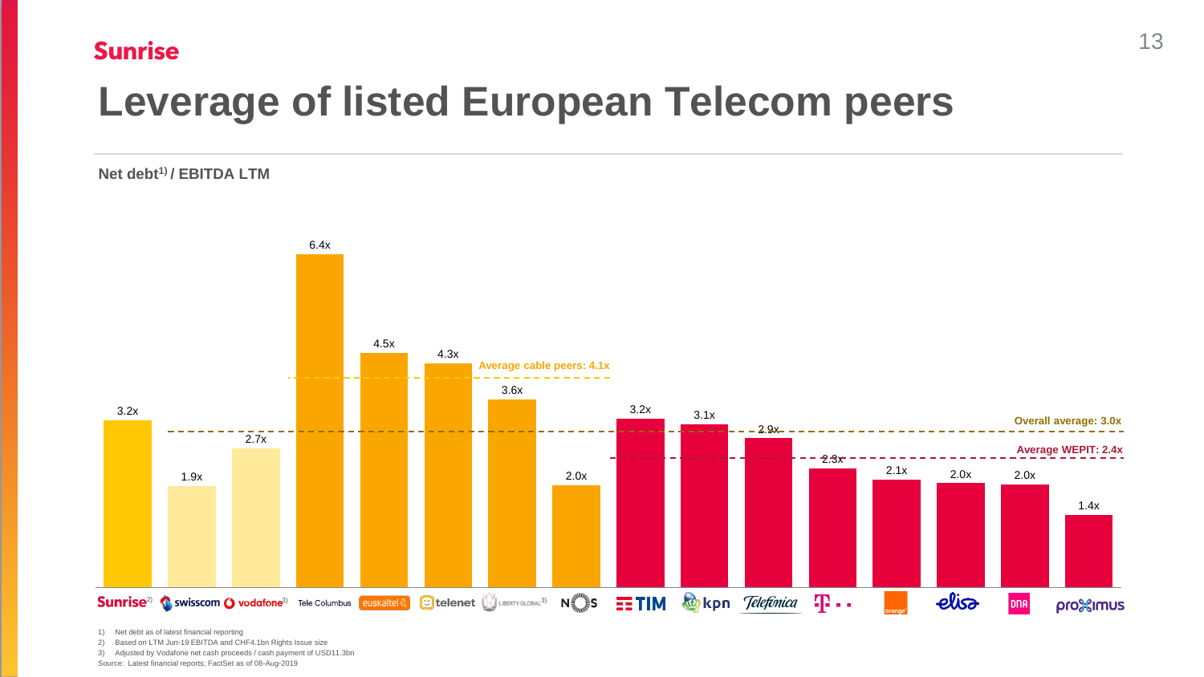# Leverage of listed European Telecom peers

**Net debt[1] / EBITDA LTM**

| Company | Net debt / EBITDA LTM |
|---|---|
| Sunrise[2] | 3.2x |
| Swisscom | 1.9x |
| Vodafone[3] | 2.7x |
| Tele Columbus | 6.4x |
| Euskaltel | 4.5x |
| Telenet | 4.3x |
| Liberty Global[3] | 3.6x |
| NOS | 2.0x |
| TIM | 3.2x |
| KPN | 3.1x |
| Telefónica | 2.9x |
| Deutsche Telekom | 2.3x |
| Orange | 2.1x |
| Elisa | 2.0x |
| DNA | 2.0x |
| Proximus | 1.4x |

Average cable peers: 4.1x

Overall average: 3.0x

Average WEPIT: 2.4x

1) Net debt as of latest financial reporting
2) Based on LTM Jun-19 EBITDA and CHF4.1bn Rights Issue size
3) Adjusted by Vodafone net cash proceeds / cash payment of USD11.3bn

Source: Latest financial reports; FactSet as of 08-Aug-2019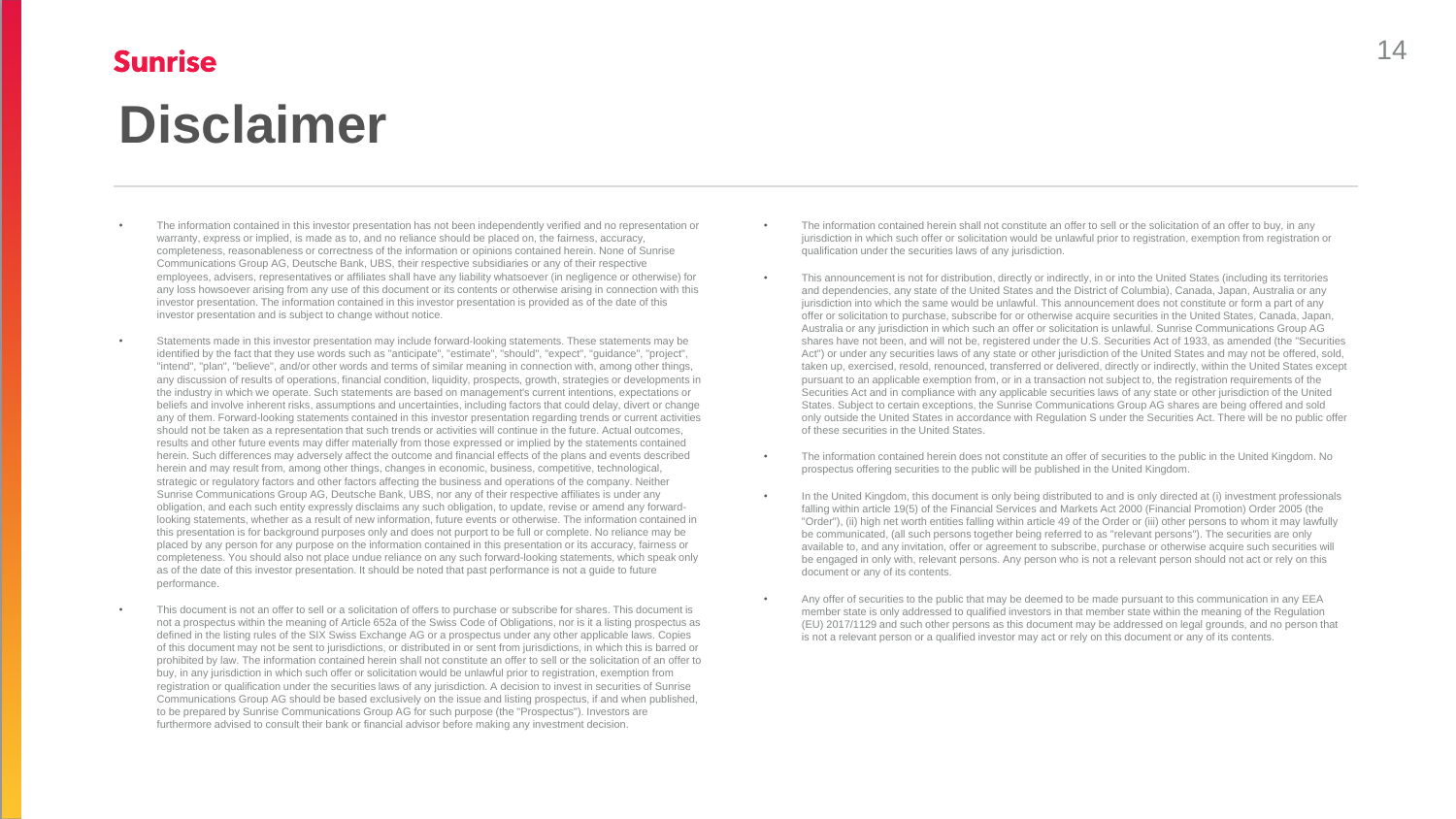**Sunrise**

# Disclaimer

- The information contained in this investor presentation has not been independently verified and no representation or warranty, express or implied, is made as to, and no reliance should be placed on, the fairness, accuracy, completeness, reasonableness or correctness of the information or opinions contained herein. None of Sunrise Communications Group AG, Deutsche Bank, UBS, their respective subsidiaries or any of their respective employees, advisers, representatives or affiliates shall have any liability whatsoever (in negligence or otherwise) for any loss howsoever arising from any use of this document or its contents or otherwise arising in connection with this investor presentation. The information contained in this investor presentation is provided as of the date of this investor presentation and is subject to change without notice.

- Statements made in this investor presentation may include forward-looking statements. These statements may be identified by the fact that they use words such as "anticipate", "estimate", "should", "expect", "guidance", "project", "intend", "plan", "believe", and/or other words and terms of similar meaning in connection with, among other things, any discussion of results of operations, financial condition, liquidity, prospects, growth, strategies or developments in the industry in which we operate. Such statements are based on management's current intentions, expectations or beliefs and involve inherent risks, assumptions and uncertainties, including factors that could delay, divert or change any of them. Forward-looking statements contained in this investor presentation regarding trends or current activities should not be taken as a representation that such trends or activities will continue in the future. Actual outcomes, results and other future events may differ materially from those expressed or implied by the statements contained herein. Such differences may adversely affect the outcome and financial effects of the plans and events described herein and may result from, among other things, changes in economic, business, competitive, technological, strategic or regulatory factors and other factors affecting the business and operations of the company. Neither Sunrise Communications Group AG, Deutsche Bank, UBS, nor any of their respective affiliates is under any obligation, and each such entity expressly disclaims any such obligation, to update, revise or amend any forward-looking statements, whether as a result of new information, future events or otherwise. The information contained in this presentation is for background purposes only and does not purport to be full or complete. No reliance may be placed by any person for any purpose on the information contained in this presentation or its accuracy, fairness or completeness. You should also not place undue reliance on any such forward-looking statements, which speak only as of the date of this investor presentation. It should be noted that past performance is not a guide to future performance.

- This document is not an offer to sell or a solicitation of offers to purchase or subscribe for shares. This document is not a prospectus within the meaning of Article 652a of the Swiss Code of Obligations, nor is it a listing prospectus as defined in the listing rules of the SIX Swiss Exchange AG or a prospectus under any other applicable laws. Copies of this document may not be sent to jurisdictions, or distributed in or sent from jurisdictions, in which this is barred or prohibited by law. The information contained herein shall not constitute an offer to sell or the solicitation of an offer to buy, in any jurisdiction in which such offer or solicitation would be unlawful prior to registration, exemption from registration or qualification under the securities laws of any jurisdiction. A decision to invest in securities of Sunrise Communications Group AG should be based exclusively on the issue and listing prospectus, if and when published, to be prepared by Sunrise Communications Group AG for such purpose (the "Prospectus"). Investors are furthermore advised to consult their bank or financial advisor before making any investment decision.

- The information contained herein shall not constitute an offer to sell or the solicitation of an offer to buy, in any jurisdiction in which such offer or solicitation would be unlawful prior to registration, exemption from registration or qualification under the securities laws of any jurisdiction.

- This announcement is not for distribution, directly or indirectly, in or into the United States (including its territories and dependencies, any state of the United States and the District of Columbia), Canada, Japan, Australia or any jurisdiction into which the same would be unlawful. This announcement does not constitute or form a part of any offer or solicitation to purchase, subscribe for or otherwise acquire securities in the United States, Canada, Japan, Australia or any jurisdiction in which such an offer or solicitation is unlawful. Sunrise Communications Group AG shares have not been, and will not be, registered under the U.S. Securities Act of 1933, as amended (the "Securities Act") or under any securities laws of any state or other jurisdiction of the United States and may not be offered, sold, taken up, exercised, resold, renounced, transferred or delivered, directly or indirectly, within the United States except pursuant to an applicable exemption from, or in a transaction not subject to, the registration requirements of the Securities Act and in compliance with any applicable securities laws of any state or other jurisdiction of the United States. Subject to certain exceptions, the Sunrise Communications Group AG shares are being offered and sold only outside the United States in accordance with Regulation S under the Securities Act. There will be no public offer of these securities in the United States.

- The information contained herein does not constitute an offer of securities to the public in the United Kingdom. No prospectus offering securities to the public will be published in the United Kingdom.

- In the United Kingdom, this document is only being distributed to and is only directed at (i) investment professionals falling within article 19(5) of the Financial Services and Markets Act 2000 (Financial Promotion) Order 2005 (the "Order"), (ii) high net worth entities falling within article 49 of the Order or (iii) other persons to whom it may lawfully be communicated, (all such persons together being referred to as "relevant persons"). The securities are only available to, and any invitation, offer or agreement to subscribe, purchase or otherwise acquire such securities will be engaged in only with, relevant persons. Any person who is not a relevant person should not act or rely on this document or any of its contents.

- Any offer of securities to the public that may be deemed to be made pursuant to this communication in any EEA member state is only addressed to qualified investors in that member state within the meaning of the Regulation (EU) 2017/1129 and such other persons as this document may be addressed on legal grounds, and no person that is not a relevant person or a qualified investor may act or rely on this document or any of its contents.